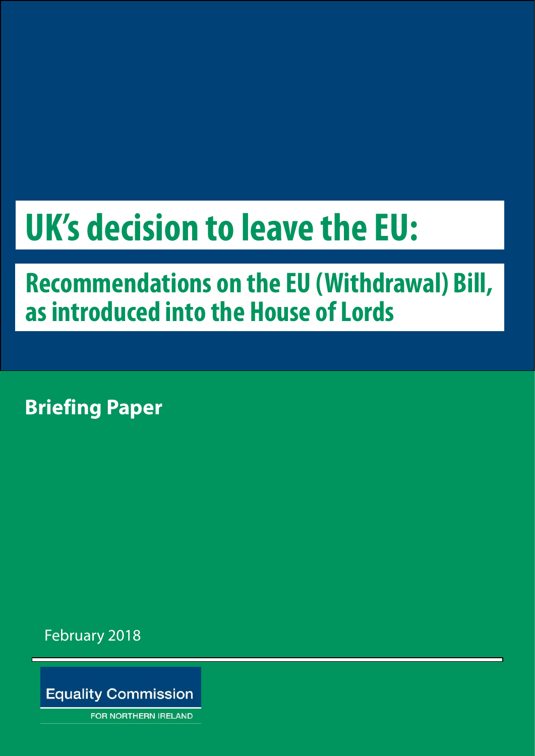# UK's decision to leave the EU:

## Recommendations on the EU (Withdrawal) Bill, as introduced into the House of Lords

**Briefing Paper**

February 2018

Equality Commission

FOR NORTHERN IRELAND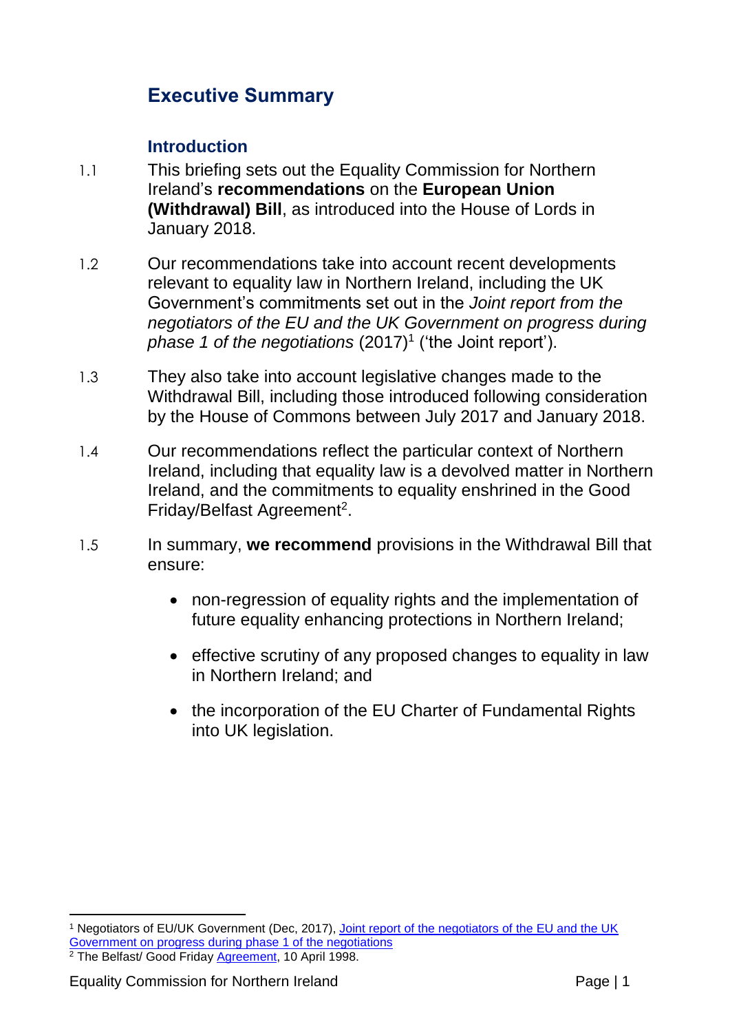## Executive Summary

### Introduction

1.1 This briefing sets out the Equality Commission for Northern Ireland's **recommendations** on the **European Union (Withdrawal) Bill**, as introduced into the House of Lords in January 2018.

1.2 Our recommendations take into account recent developments relevant to equality law in Northern Ireland, including the UK Government's commitments set out in the *Joint report from the negotiators of the EU and the UK Government on progress during phase 1 of the negotiations* (2017)[1] ('the Joint report').

1.3 They also take into account legislative changes made to the Withdrawal Bill, including those introduced following consideration by the House of Commons between July 2017 and January 2018.

1.4 Our recommendations reflect the particular context of Northern Ireland, including that equality law is a devolved matter in Northern Ireland, and the commitments to equality enshrined in the Good Friday/Belfast Agreement[2].

1.5 In summary, **we recommend** provisions in the Withdrawal Bill that ensure:

- non-regression of equality rights and the implementation of future equality enhancing protections in Northern Ireland;
- effective scrutiny of any proposed changes to equality in law in Northern Ireland; and
- the incorporation of the EU Charter of Fundamental Rights into UK legislation.

---

[1] Negotiators of EU/UK Government (Dec, 2017), Joint report of the negotiators of the EU and the UK Government on progress during phase 1 of the negotiations

[2] The Belfast/ Good Friday Agreement, 10 April 1998.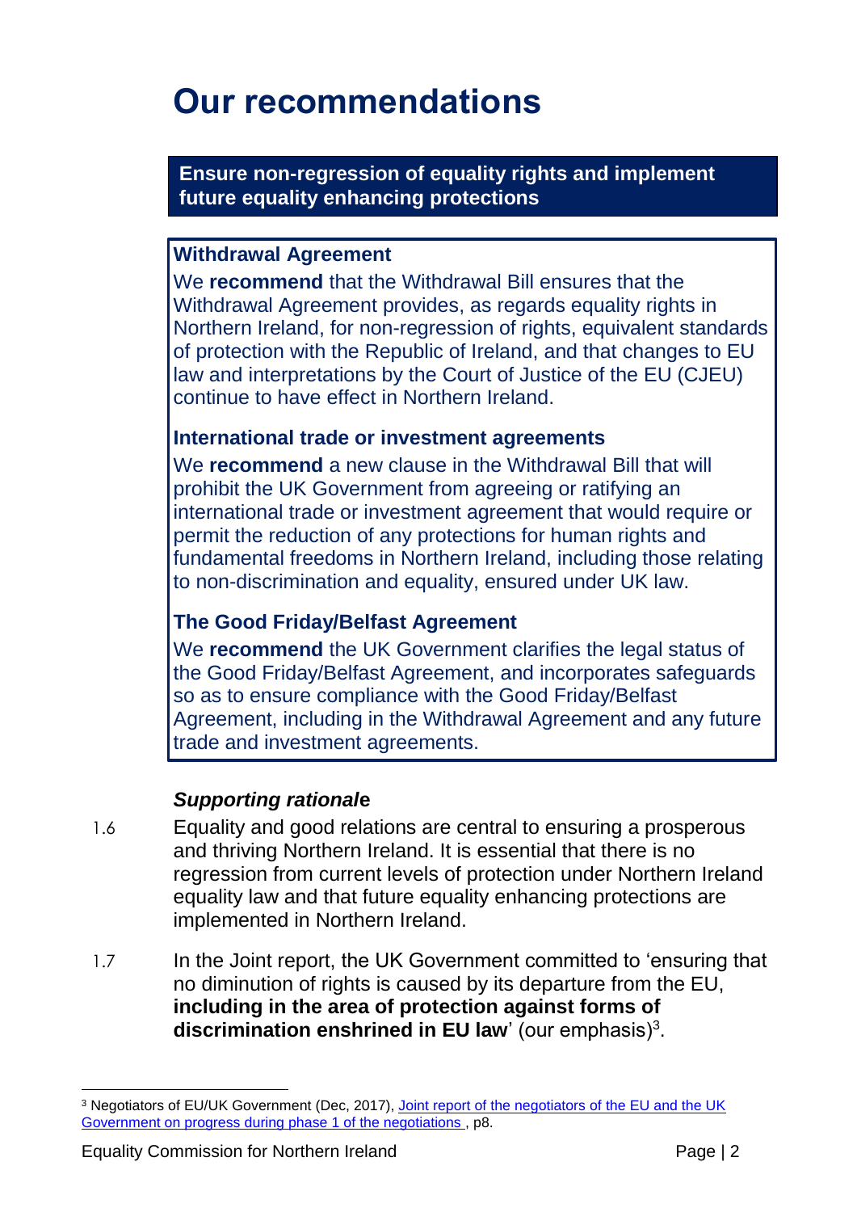# Our recommendations

## Ensure non-regression of equality rights and implement future equality enhancing protections

### Withdrawal Agreement

We **recommend** that the Withdrawal Bill ensures that the Withdrawal Agreement provides, as regards equality rights in Northern Ireland, for non-regression of rights, equivalent standards of protection with the Republic of Ireland, and that changes to EU law and interpretations by the Court of Justice of the EU (CJEU) continue to have effect in Northern Ireland.

### International trade or investment agreements

We **recommend** a new clause in the Withdrawal Bill that will prohibit the UK Government from agreeing or ratifying an international trade or investment agreement that would require or permit the reduction of any protections for human rights and fundamental freedoms in Northern Ireland, including those relating to non-discrimination and equality, ensured under UK law.

### The Good Friday/Belfast Agreement

We **recommend** the UK Government clarifies the legal status of the Good Friday/Belfast Agreement, and incorporates safeguards so as to ensure compliance with the Good Friday/Belfast Agreement, including in the Withdrawal Agreement and any future trade and investment agreements.

***Supporting rationale***

1.6 Equality and good relations are central to ensuring a prosperous and thriving Northern Ireland. It is essential that there is no regression from current levels of protection under Northern Ireland equality law and that future equality enhancing protections are implemented in Northern Ireland.

1.7 In the Joint report, the UK Government committed to 'ensuring that no diminution of rights is caused by its departure from the EU, **including in the area of protection against forms of discrimination enshrined in EU law**' (our emphasis)[3].

[3] Negotiators of EU/UK Government (Dec, 2017), Joint report of the negotiators of the EU and the UK Government on progress during phase 1 of the negotiations , p8.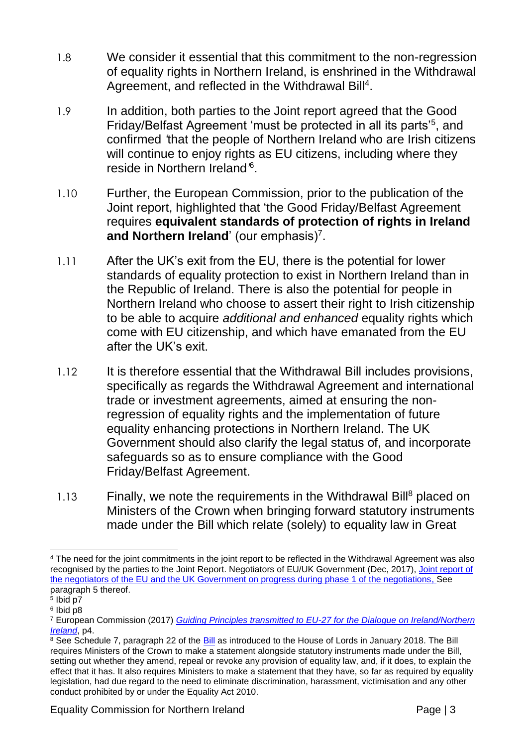1.8 We consider it essential that this commitment to the non-regression of equality rights in Northern Ireland, is enshrined in the Withdrawal Agreement, and reflected in the Withdrawal Bill[4].

1.9 In addition, both parties to the Joint report agreed that the Good Friday/Belfast Agreement 'must be protected in all its parts'[5], and confirmed 'that the people of Northern Ireland who are Irish citizens will continue to enjoy rights as EU citizens, including where they reside in Northern Ireland'[6].

1.10 Further, the European Commission, prior to the publication of the Joint report, highlighted that 'the Good Friday/Belfast Agreement requires **equivalent standards of protection of rights in Ireland and Northern Ireland**' (our emphasis)[7].

1.11 After the UK's exit from the EU, there is the potential for lower standards of equality protection to exist in Northern Ireland than in the Republic of Ireland. There is also the potential for people in Northern Ireland who choose to assert their right to Irish citizenship to be able to acquire *additional and enhanced* equality rights which come with EU citizenship, and which have emanated from the EU after the UK's exit.

1.12 It is therefore essential that the Withdrawal Bill includes provisions, specifically as regards the Withdrawal Agreement and international trade or investment agreements, aimed at ensuring the non-regression of equality rights and the implementation of future equality enhancing protections in Northern Ireland. The UK Government should also clarify the legal status of, and incorporate safeguards so as to ensure compliance with the Good Friday/Belfast Agreement.

1.13 Finally, we note the requirements in the Withdrawal Bill[8] placed on Ministers of the Crown when bringing forward statutory instruments made under the Bill which relate (solely) to equality law in Great

---

[4] The need for the joint commitments in the joint report to be reflected in the Withdrawal Agreement was also recognised by the parties to the Joint Report. Negotiators of EU/UK Government (Dec, 2017), [Joint report of the negotiators of the EU and the UK Government on progress during phase 1 of the negotiations,]() See paragraph 5 thereof.

[5] Ibid p7

[6] Ibid p8

[7] European Commission (2017) *[Guiding Principles transmitted to EU-27 for the Dialogue on Ireland/Northern Ireland]()*, p4.

[8] See Schedule 7, paragraph 22 of the [Bill]() as introduced to the House of Lords in January 2018. The Bill requires Ministers of the Crown to make a statement alongside statutory instruments made under the Bill, setting out whether they amend, repeal or revoke any provision of equality law, and, if it does, to explain the effect that it has. It also requires Ministers to make a statement that they have, so far as required by equality legislation, had due regard to the need to eliminate discrimination, harassment, victimisation and any other conduct prohibited by or under the Equality Act 2010.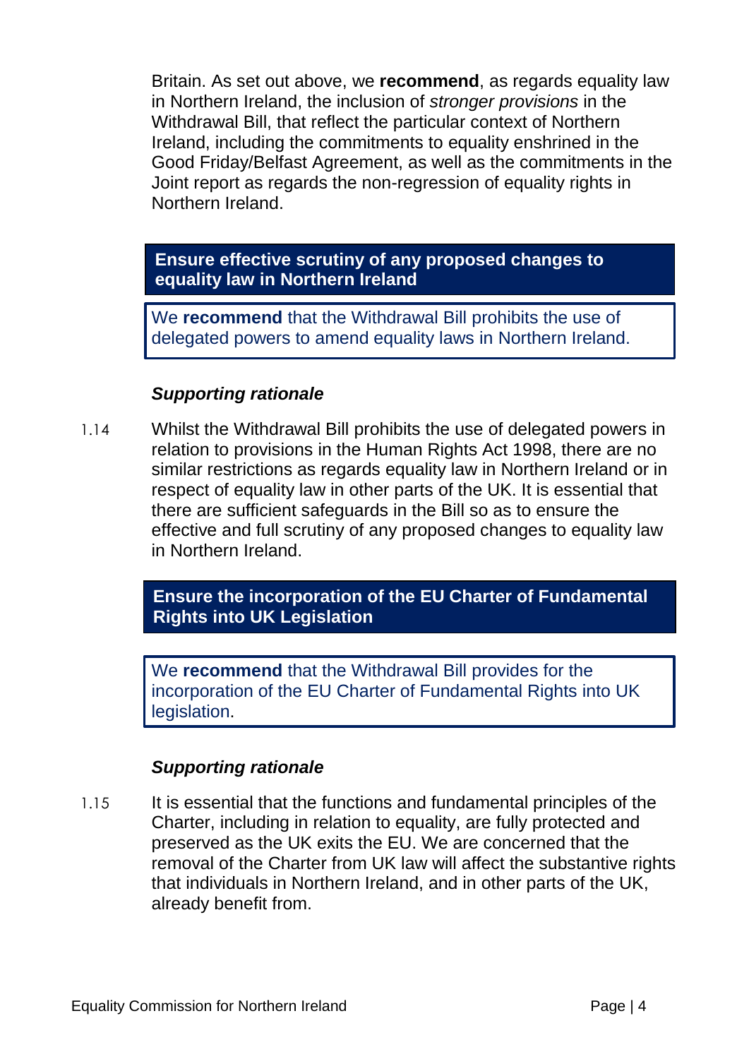Britain. As set out above, we **recommend**, as regards equality law in Northern Ireland, the inclusion of *stronger provisions* in the Withdrawal Bill, that reflect the particular context of Northern Ireland, including the commitments to equality enshrined in the Good Friday/Belfast Agreement, as well as the commitments in the Joint report as regards the non-regression of equality rights in Northern Ireland.

### Ensure effective scrutiny of any proposed changes to equality law in Northern Ireland

We **recommend** that the Withdrawal Bill prohibits the use of delegated powers to amend equality laws in Northern Ireland.

#### *Supporting rationale*

1.14 Whilst the Withdrawal Bill prohibits the use of delegated powers in relation to provisions in the Human Rights Act 1998, there are no similar restrictions as regards equality law in Northern Ireland or in respect of equality law in other parts of the UK. It is essential that there are sufficient safeguards in the Bill so as to ensure the effective and full scrutiny of any proposed changes to equality law in Northern Ireland.

### Ensure the incorporation of the EU Charter of Fundamental Rights into UK Legislation

We **recommend** that the Withdrawal Bill provides for the incorporation of the EU Charter of Fundamental Rights into UK legislation.

#### *Supporting rationale*

1.15 It is essential that the functions and fundamental principles of the Charter, including in relation to equality, are fully protected and preserved as the UK exits the EU. We are concerned that the removal of the Charter from UK law will affect the substantive rights that individuals in Northern Ireland, and in other parts of the UK, already benefit from.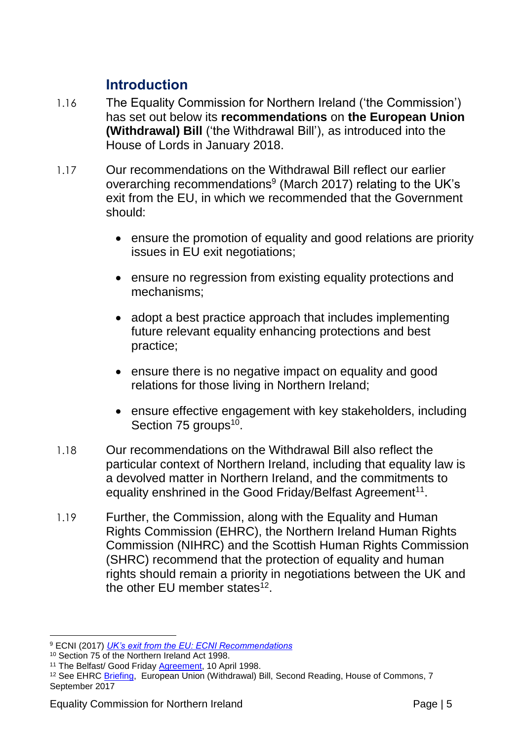## Introduction

1.16 The Equality Commission for Northern Ireland ('the Commission') has set out below its **recommendations** on **the European Union (Withdrawal) Bill** ('the Withdrawal Bill'), as introduced into the House of Lords in January 2018.

1.17 Our recommendations on the Withdrawal Bill reflect our earlier overarching recommendations[9] (March 2017) relating to the UK's exit from the EU, in which we recommended that the Government should:

- ensure the promotion of equality and good relations are priority issues in EU exit negotiations;
- ensure no regression from existing equality protections and mechanisms;
- adopt a best practice approach that includes implementing future relevant equality enhancing protections and best practice;
- ensure there is no negative impact on equality and good relations for those living in Northern Ireland;
- ensure effective engagement with key stakeholders, including Section 75 groups[10].

1.18 Our recommendations on the Withdrawal Bill also reflect the particular context of Northern Ireland, including that equality law is a devolved matter in Northern Ireland, and the commitments to equality enshrined in the Good Friday/Belfast Agreement[11].

1.19 Further, the Commission, along with the Equality and Human Rights Commission (EHRC), the Northern Ireland Human Rights Commission (NIHRC) and the Scottish Human Rights Commission (SHRC) recommend that the protection of equality and human rights should remain a priority in negotiations between the UK and the other EU member states[12].

---

[9] ECNI (2017) *UK's exit from the EU: ECNI Recommendations*

[10] Section 75 of the Northern Ireland Act 1998.

[11] The Belfast/ Good Friday Agreement, 10 April 1998.

[12] See EHRC Briefing, European Union (Withdrawal) Bill, Second Reading, House of Commons, 7 September 2017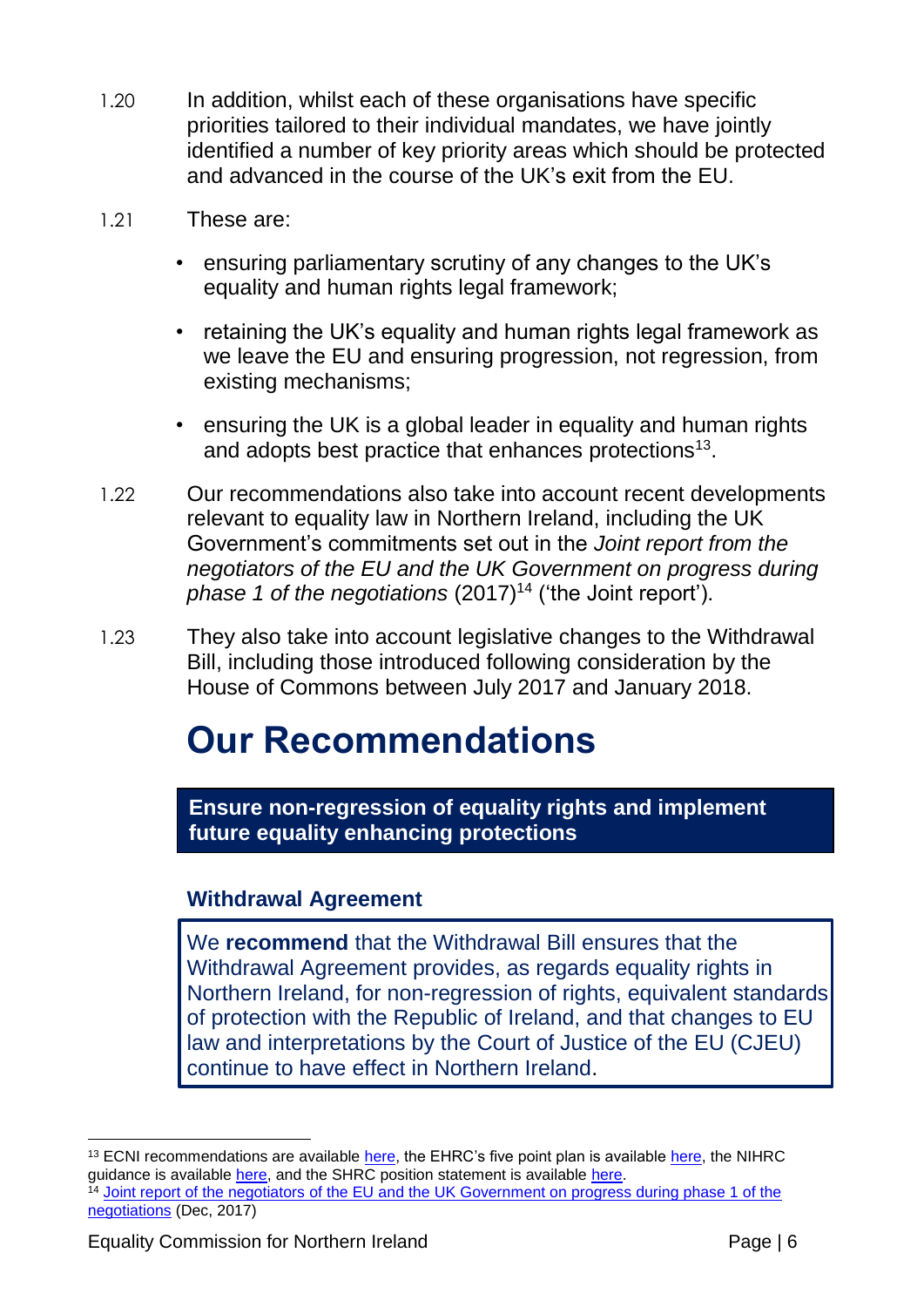1.20 In addition, whilst each of these organisations have specific priorities tailored to their individual mandates, we have jointly identified a number of key priority areas which should be protected and advanced in the course of the UK's exit from the EU.

1.21 These are:

- ensuring parliamentary scrutiny of any changes to the UK's equality and human rights legal framework;
- retaining the UK's equality and human rights legal framework as we leave the EU and ensuring progression, not regression, from existing mechanisms;
- ensuring the UK is a global leader in equality and human rights and adopts best practice that enhances protections[13].

1.22 Our recommendations also take into account recent developments relevant to equality law in Northern Ireland, including the UK Government's commitments set out in the *Joint report from the negotiators of the EU and the UK Government on progress during phase 1 of the negotiations* (2017)[14] ('the Joint report').

1.23 They also take into account legislative changes to the Withdrawal Bill, including those introduced following consideration by the House of Commons between July 2017 and January 2018.

# Our Recommendations

## Ensure non-regression of equality rights and implement future equality enhancing protections

### Withdrawal Agreement

We **recommend** that the Withdrawal Bill ensures that the Withdrawal Agreement provides, as regards equality rights in Northern Ireland, for non-regression of rights, equivalent standards of protection with the Republic of Ireland, and that changes to EU law and interpretations by the Court of Justice of the EU (CJEU) continue to have effect in Northern Ireland.

---

[13] ECNI recommendations are available here, the EHRC's five point plan is available here, the NIHRC guidance is available here, and the SHRC position statement is available here.

[14] Joint report of the negotiators of the EU and the UK Government on progress during phase 1 of the negotiations (Dec, 2017)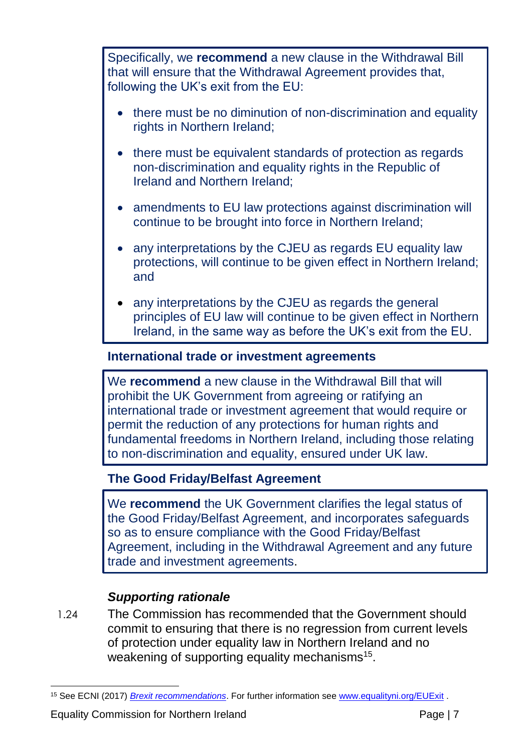Specifically, we **recommend** a new clause in the Withdrawal Bill that will ensure that the Withdrawal Agreement provides that, following the UK's exit from the EU:

- there must be no diminution of non-discrimination and equality rights in Northern Ireland;
- there must be equivalent standards of protection as regards non-discrimination and equality rights in the Republic of Ireland and Northern Ireland;
- amendments to EU law protections against discrimination will continue to be brought into force in Northern Ireland;
- any interpretations by the CJEU as regards EU equality law protections, will continue to be given effect in Northern Ireland; and
- any interpretations by the CJEU as regards the general principles of EU law will continue to be given effect in Northern Ireland, in the same way as before the UK's exit from the EU.

### International trade or investment agreements

We **recommend** a new clause in the Withdrawal Bill that will prohibit the UK Government from agreeing or ratifying an international trade or investment agreement that would require or permit the reduction of any protections for human rights and fundamental freedoms in Northern Ireland, including those relating to non-discrimination and equality, ensured under UK law.

### The Good Friday/Belfast Agreement

We **recommend** the UK Government clarifies the legal status of the Good Friday/Belfast Agreement, and incorporates safeguards so as to ensure compliance with the Good Friday/Belfast Agreement, including in the Withdrawal Agreement and any future trade and investment agreements.

#### *Supporting rationale*

1.24 The Commission has recommended that the Government should commit to ensuring that there is no regression from current levels of protection under equality law in Northern Ireland and no weakening of supporting equality mechanisms[15].

[15] See ECNI (2017) *Brexit recommendations*. For further information see www.equalityni.org/EUExit .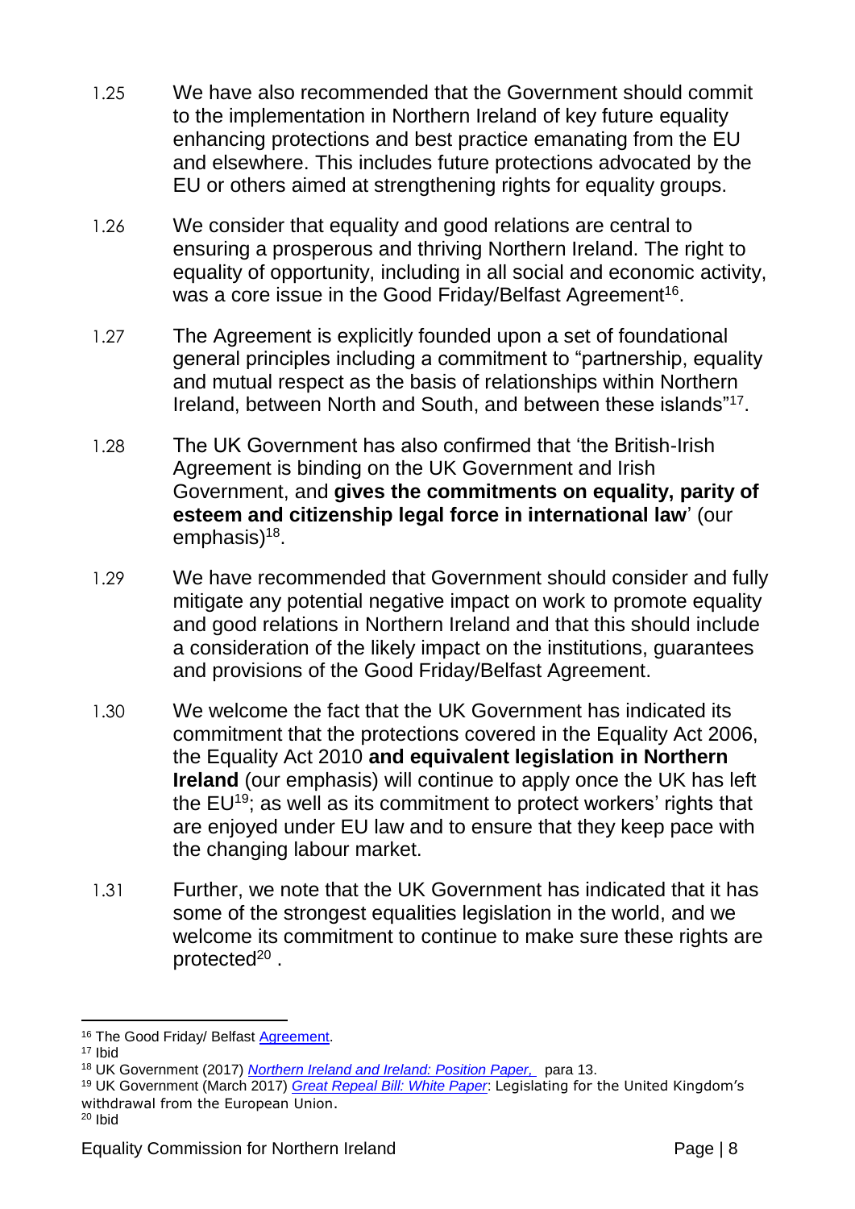1.25 We have also recommended that the Government should commit to the implementation in Northern Ireland of key future equality enhancing protections and best practice emanating from the EU and elsewhere. This includes future protections advocated by the EU or others aimed at strengthening rights for equality groups.

1.26 We consider that equality and good relations are central to ensuring a prosperous and thriving Northern Ireland. The right to equality of opportunity, including in all social and economic activity, was a core issue in the Good Friday/Belfast Agreement[16].

1.27 The Agreement is explicitly founded upon a set of foundational general principles including a commitment to "partnership, equality and mutual respect as the basis of relationships within Northern Ireland, between North and South, and between these islands"[17].

1.28 The UK Government has also confirmed that 'the British-Irish Agreement is binding on the UK Government and Irish Government, and **gives the commitments on equality, parity of esteem and citizenship legal force in international law**' (our emphasis)[18].

1.29 We have recommended that Government should consider and fully mitigate any potential negative impact on work to promote equality and good relations in Northern Ireland and that this should include a consideration of the likely impact on the institutions, guarantees and provisions of the Good Friday/Belfast Agreement.

1.30 We welcome the fact that the UK Government has indicated its commitment that the protections covered in the Equality Act 2006, the Equality Act 2010 **and equivalent legislation in Northern Ireland** (our emphasis) will continue to apply once the UK has left the EU[19]; as well as its commitment to protect workers' rights that are enjoyed under EU law and to ensure that they keep pace with the changing labour market.

1.31 Further, we note that the UK Government has indicated that it has some of the strongest equalities legislation in the world, and we welcome its commitment to continue to make sure these rights are protected[20] .

---

[16] The Good Friday/ Belfast Agreement.

[17] Ibid

[18] UK Government (2017) *Northern Ireland and Ireland: Position Paper,* para 13.

[19] UK Government (March 2017) *Great Repeal Bill: White Paper*: Legislating for the United Kingdom's withdrawal from the European Union.

[20] Ibid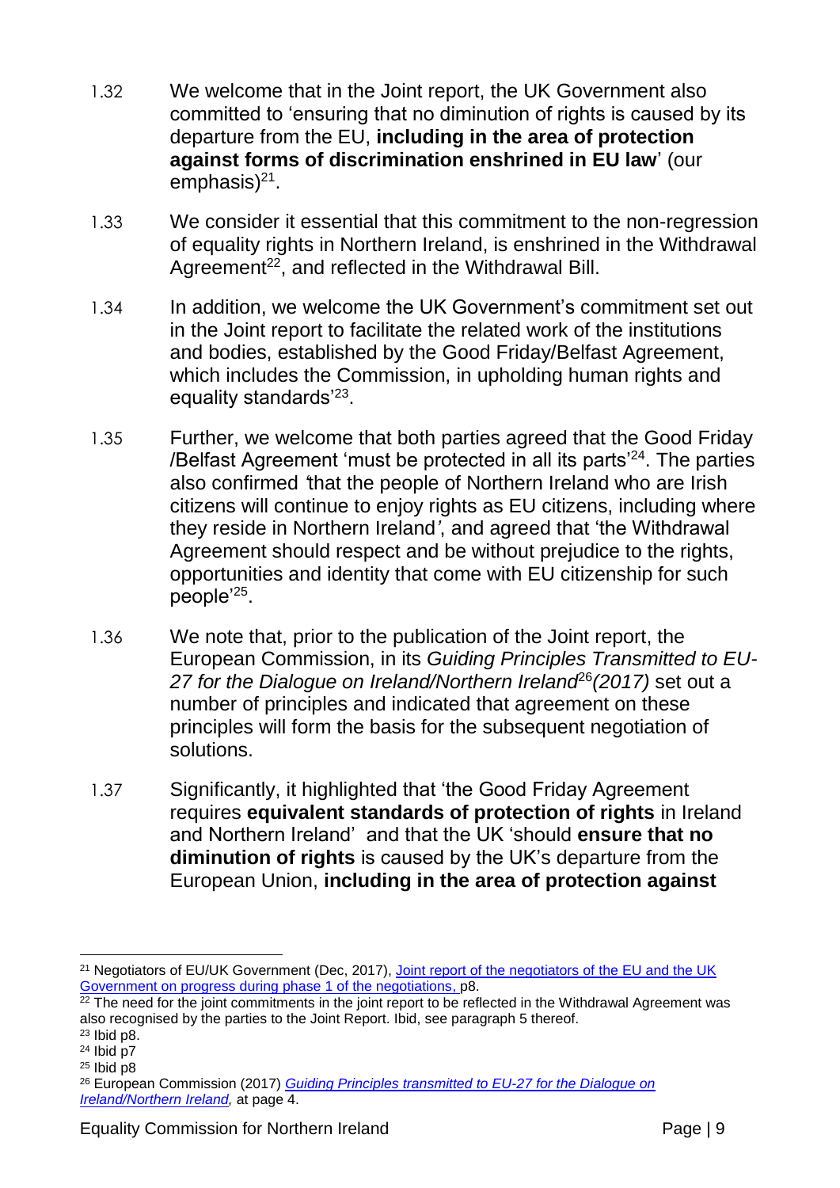1.32 We welcome that in the Joint report, the UK Government also committed to 'ensuring that no diminution of rights is caused by its departure from the EU, **including in the area of protection against forms of discrimination enshrined in EU law**' (our emphasis)[21].

1.33 We consider it essential that this commitment to the non-regression of equality rights in Northern Ireland, is enshrined in the Withdrawal Agreement[22], and reflected in the Withdrawal Bill.

1.34 In addition, we welcome the UK Government's commitment set out in the Joint report to facilitate the related work of the institutions and bodies, established by the Good Friday/Belfast Agreement, which includes the Commission, in upholding human rights and equality standards'[23].

1.35 Further, we welcome that both parties agreed that the Good Friday /Belfast Agreement 'must be protected in all its parts'[24]. The parties also confirmed 'that the people of Northern Ireland who are Irish citizens will continue to enjoy rights as EU citizens, including where they reside in Northern Ireland', and agreed that 'the Withdrawal Agreement should respect and be without prejudice to the rights, opportunities and identity that come with EU citizenship for such people'[25].

1.36 We note that, prior to the publication of the Joint report, the European Commission, in its *Guiding Principles Transmitted to EU-27 for the Dialogue on Ireland/Northern Ireland*[26]*(2017)* set out a number of principles and indicated that agreement on these principles will form the basis for the subsequent negotiation of solutions.

1.37 Significantly, it highlighted that 'the Good Friday Agreement requires **equivalent standards of protection of rights** in Ireland and Northern Ireland' and that the UK 'should **ensure that no diminution of rights** is caused by the UK's departure from the European Union, **including in the area of protection against**

---

[21] Negotiators of EU/UK Government (Dec, 2017), Joint report of the negotiators of the EU and the UK Government on progress during phase 1 of the negotiations, p8.

[22] The need for the joint commitments in the joint report to be reflected in the Withdrawal Agreement was also recognised by the parties to the Joint Report. Ibid, see paragraph 5 thereof.

[23] Ibid p8.

[24] Ibid p7

[25] Ibid p8

[26] European Commission (2017) *Guiding Principles transmitted to EU-27 for the Dialogue on Ireland/Northern Ireland,* at page 4.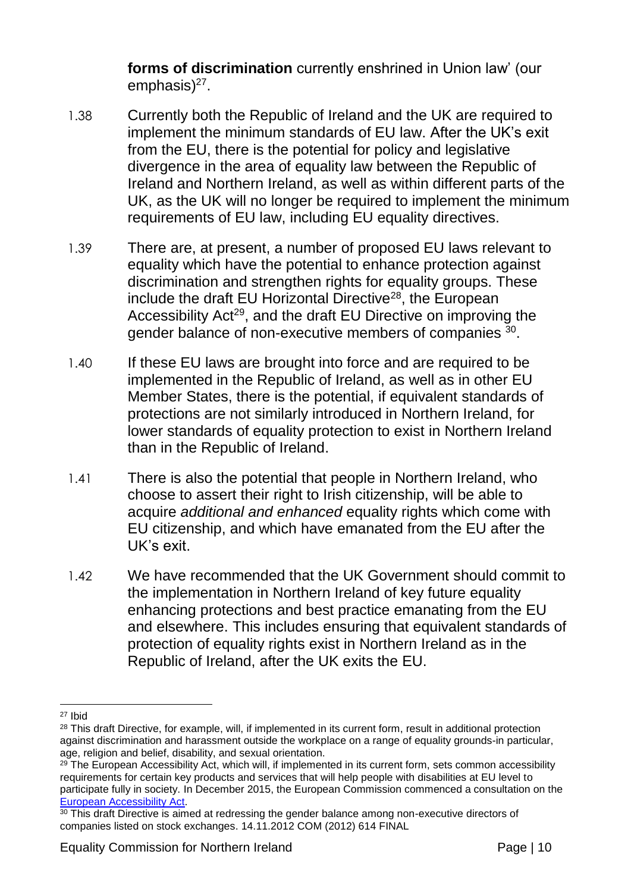**forms of discrimination** currently enshrined in Union law' (our emphasis)[27].

1.38 Currently both the Republic of Ireland and the UK are required to implement the minimum standards of EU law. After the UK's exit from the EU, there is the potential for policy and legislative divergence in the area of equality law between the Republic of Ireland and Northern Ireland, as well as within different parts of the UK, as the UK will no longer be required to implement the minimum requirements of EU law, including EU equality directives.

1.39 There are, at present, a number of proposed EU laws relevant to equality which have the potential to enhance protection against discrimination and strengthen rights for equality groups. These include the draft EU Horizontal Directive[28], the European Accessibility Act[29], and the draft EU Directive on improving the gender balance of non-executive members of companies [30].

1.40 If these EU laws are brought into force and are required to be implemented in the Republic of Ireland, as well as in other EU Member States, there is the potential, if equivalent standards of protections are not similarly introduced in Northern Ireland, for lower standards of equality protection to exist in Northern Ireland than in the Republic of Ireland.

1.41 There is also the potential that people in Northern Ireland, who choose to assert their right to Irish citizenship, will be able to acquire *additional and enhanced* equality rights which come with EU citizenship, and which have emanated from the EU after the UK's exit.

1.42 We have recommended that the UK Government should commit to the implementation in Northern Ireland of key future equality enhancing protections and best practice emanating from the EU and elsewhere. This includes ensuring that equivalent standards of protection of equality rights exist in Northern Ireland as in the Republic of Ireland, after the UK exits the EU.

---

[27] Ibid

[28] This draft Directive, for example, will, if implemented in its current form, result in additional protection against discrimination and harassment outside the workplace on a range of equality grounds-in particular, age, religion and belief, disability, and sexual orientation.

[29] The European Accessibility Act, which will, if implemented in its current form, sets common accessibility requirements for certain key products and services that will help people with disabilities at EU level to participate fully in society. In December 2015, the European Commission commenced a consultation on the European Accessibility Act.

[30] This draft Directive is aimed at redressing the gender balance among non-executive directors of companies listed on stock exchanges. 14.11.2012 COM (2012) 614 FINAL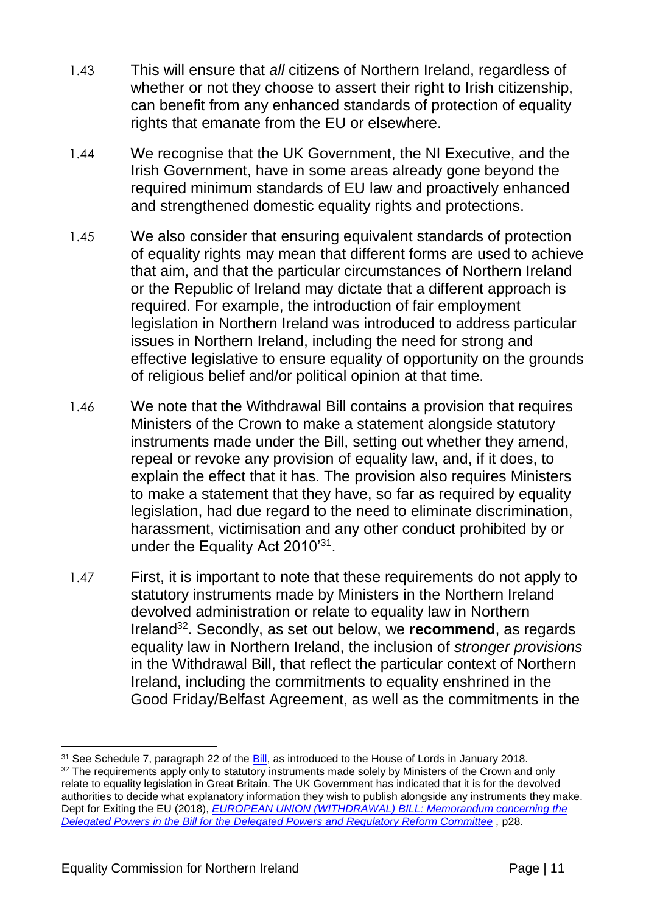1.43 This will ensure that *all* citizens of Northern Ireland, regardless of whether or not they choose to assert their right to Irish citizenship, can benefit from any enhanced standards of protection of equality rights that emanate from the EU or elsewhere.

1.44 We recognise that the UK Government, the NI Executive, and the Irish Government, have in some areas already gone beyond the required minimum standards of EU law and proactively enhanced and strengthened domestic equality rights and protections.

1.45 We also consider that ensuring equivalent standards of protection of equality rights may mean that different forms are used to achieve that aim, and that the particular circumstances of Northern Ireland or the Republic of Ireland may dictate that a different approach is required. For example, the introduction of fair employment legislation in Northern Ireland was introduced to address particular issues in Northern Ireland, including the need for strong and effective legislative to ensure equality of opportunity on the grounds of religious belief and/or political opinion at that time.

1.46 We note that the Withdrawal Bill contains a provision that requires Ministers of the Crown to make a statement alongside statutory instruments made under the Bill, setting out whether they amend, repeal or revoke any provision of equality law, and, if it does, to explain the effect that it has. The provision also requires Ministers to make a statement that they have, so far as required by equality legislation, had due regard to the need to eliminate discrimination, harassment, victimisation and any other conduct prohibited by or under the Equality Act 2010'[31].

1.47 First, it is important to note that these requirements do not apply to statutory instruments made by Ministers in the Northern Ireland devolved administration or relate to equality law in Northern Ireland[32]. Secondly, as set out below, we **recommend**, as regards equality law in Northern Ireland, the inclusion of *stronger provisions* in the Withdrawal Bill, that reflect the particular context of Northern Ireland, including the commitments to equality enshrined in the Good Friday/Belfast Agreement, as well as the commitments in the

---

[31] See Schedule 7, paragraph 22 of the Bill, as introduced to the House of Lords in January 2018.

[32] The requirements apply only to statutory instruments made solely by Ministers of the Crown and only relate to equality legislation in Great Britain. The UK Government has indicated that it is for the devolved authorities to decide what explanatory information they wish to publish alongside any instruments they make. Dept for Exiting the EU (2018), *EUROPEAN UNION (WITHDRAWAL) BILL: Memorandum concerning the Delegated Powers in the Bill for the Delegated Powers and Regulatory Reform Committee* , p28.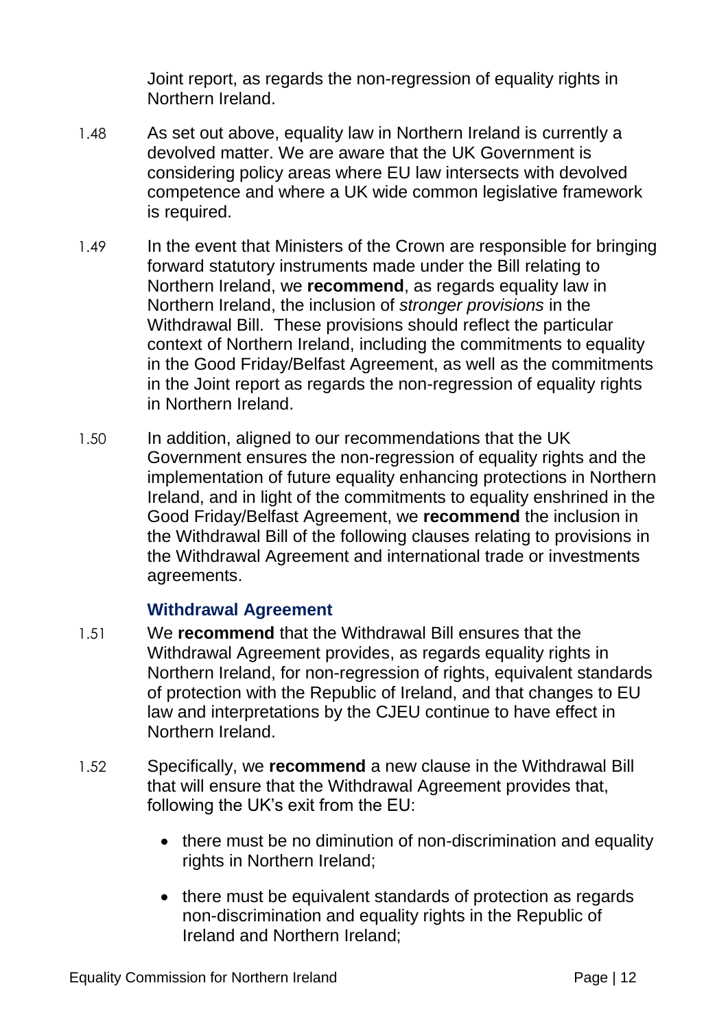Joint report, as regards the non-regression of equality rights in Northern Ireland.

1.48 As set out above, equality law in Northern Ireland is currently a devolved matter. We are aware that the UK Government is considering policy areas where EU law intersects with devolved competence and where a UK wide common legislative framework is required.

1.49 In the event that Ministers of the Crown are responsible for bringing forward statutory instruments made under the Bill relating to Northern Ireland, we **recommend**, as regards equality law in Northern Ireland, the inclusion of *stronger provisions* in the Withdrawal Bill. These provisions should reflect the particular context of Northern Ireland, including the commitments to equality in the Good Friday/Belfast Agreement, as well as the commitments in the Joint report as regards the non-regression of equality rights in Northern Ireland.

1.50 In addition, aligned to our recommendations that the UK Government ensures the non-regression of equality rights and the implementation of future equality enhancing protections in Northern Ireland, and in light of the commitments to equality enshrined in the Good Friday/Belfast Agreement, we **recommend** the inclusion in the Withdrawal Bill of the following clauses relating to provisions in the Withdrawal Agreement and international trade or investments agreements.

### Withdrawal Agreement

1.51 We **recommend** that the Withdrawal Bill ensures that the Withdrawal Agreement provides, as regards equality rights in Northern Ireland, for non-regression of rights, equivalent standards of protection with the Republic of Ireland, and that changes to EU law and interpretations by the CJEU continue to have effect in Northern Ireland.

1.52 Specifically, we **recommend** a new clause in the Withdrawal Bill that will ensure that the Withdrawal Agreement provides that, following the UK's exit from the EU:

- there must be no diminution of non-discrimination and equality rights in Northern Ireland;
- there must be equivalent standards of protection as regards non-discrimination and equality rights in the Republic of Ireland and Northern Ireland;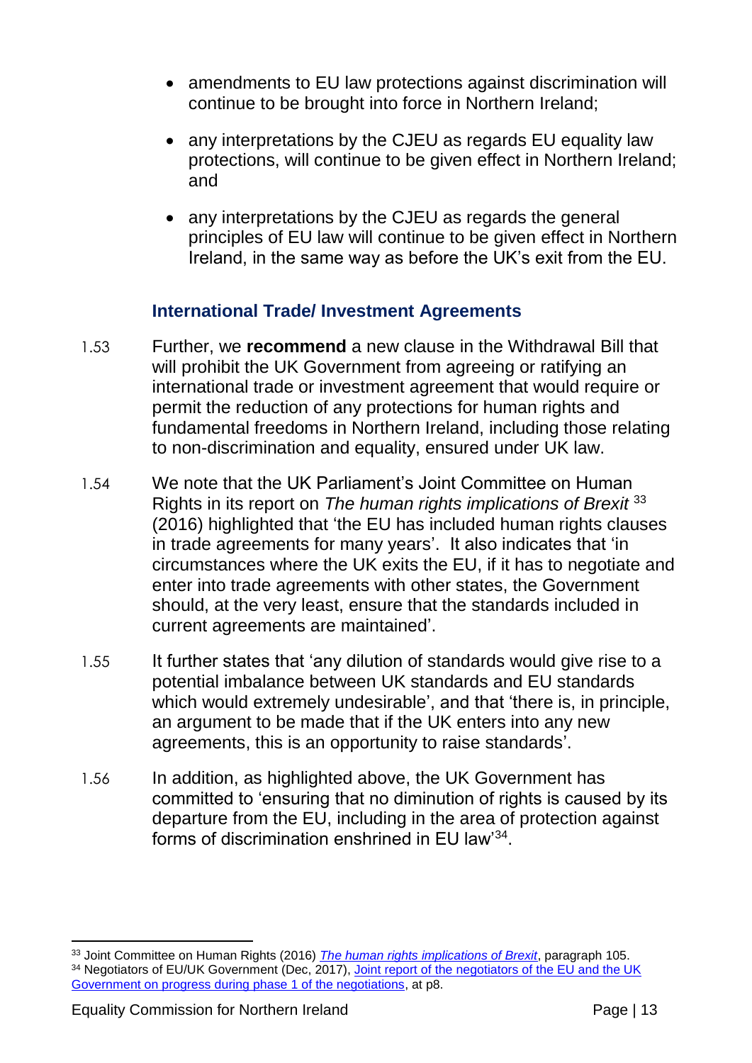- amendments to EU law protections against discrimination will continue to be brought into force in Northern Ireland;
- any interpretations by the CJEU as regards EU equality law protections, will continue to be given effect in Northern Ireland; and
- any interpretations by the CJEU as regards the general principles of EU law will continue to be given effect in Northern Ireland, in the same way as before the UK's exit from the EU.

### International Trade/ Investment Agreements

1.53 Further, we **recommend** a new clause in the Withdrawal Bill that will prohibit the UK Government from agreeing or ratifying an international trade or investment agreement that would require or permit the reduction of any protections for human rights and fundamental freedoms in Northern Ireland, including those relating to non-discrimination and equality, ensured under UK law.

1.54 We note that the UK Parliament's Joint Committee on Human Rights in its report on *The human rights implications of Brexit* [33] (2016) highlighted that 'the EU has included human rights clauses in trade agreements for many years'. It also indicates that 'in circumstances where the UK exits the EU, if it has to negotiate and enter into trade agreements with other states, the Government should, at the very least, ensure that the standards included in current agreements are maintained'.

1.55 It further states that 'any dilution of standards would give rise to a potential imbalance between UK standards and EU standards which would extremely undesirable', and that 'there is, in principle, an argument to be made that if the UK enters into any new agreements, this is an opportunity to raise standards'.

1.56 In addition, as highlighted above, the UK Government has committed to 'ensuring that no diminution of rights is caused by its departure from the EU, including in the area of protection against forms of discrimination enshrined in EU law'[34].

---

[33] Joint Committee on Human Rights (2016) *The human rights implications of Brexit*, paragraph 105.

[34] Negotiators of EU/UK Government (Dec, 2017), Joint report of the negotiators of the EU and the UK Government on progress during phase 1 of the negotiations, at p8.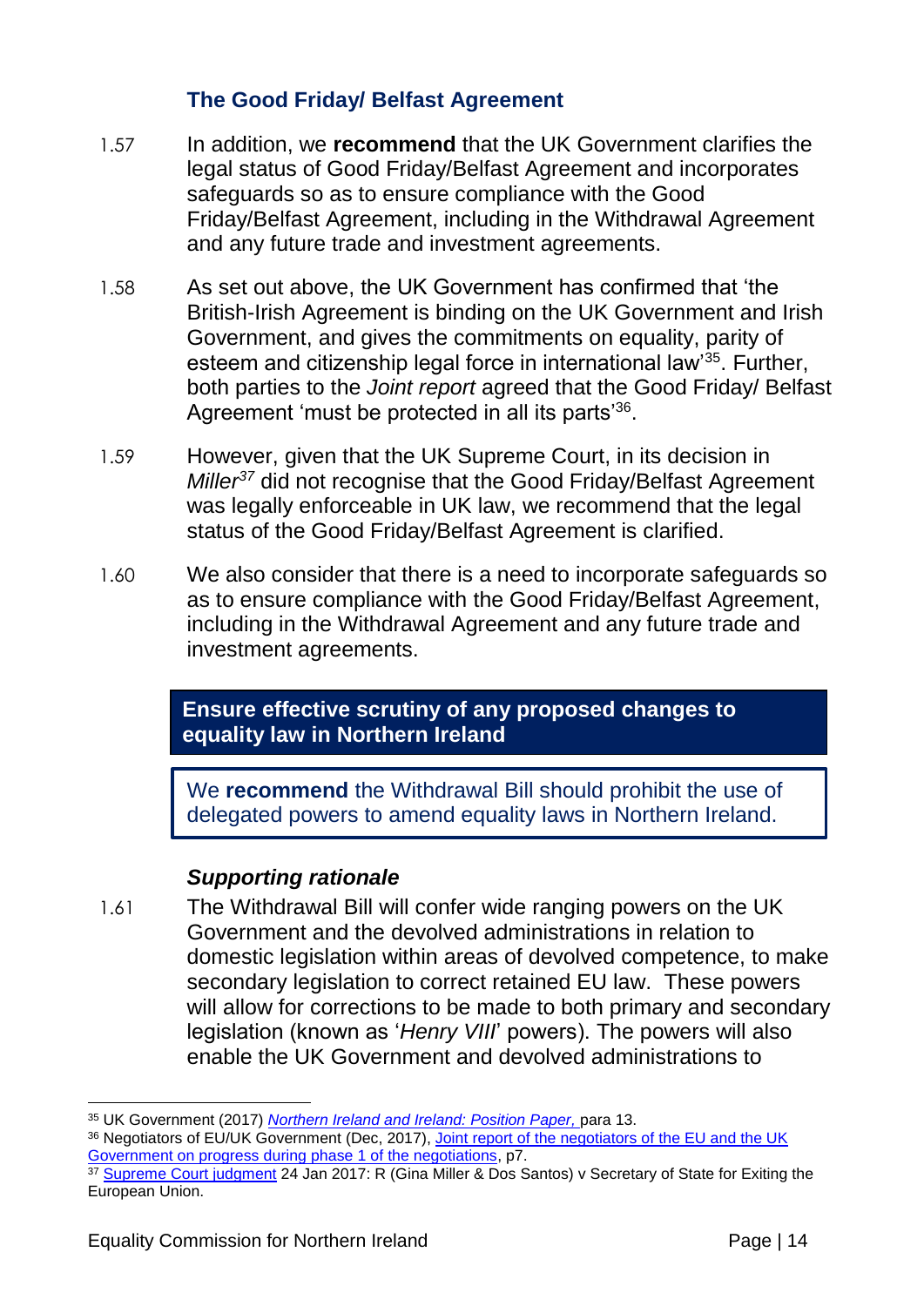### The Good Friday/ Belfast Agreement

1.57 In addition, we **recommend** that the UK Government clarifies the legal status of Good Friday/Belfast Agreement and incorporates safeguards so as to ensure compliance with the Good Friday/Belfast Agreement, including in the Withdrawal Agreement and any future trade and investment agreements.

1.58 As set out above, the UK Government has confirmed that 'the British-Irish Agreement is binding on the UK Government and Irish Government, and gives the commitments on equality, parity of esteem and citizenship legal force in international law'[35]. Further, both parties to the *Joint report* agreed that the Good Friday/ Belfast Agreement 'must be protected in all its parts'[36].

1.59 However, given that the UK Supreme Court, in its decision in *Miller*[37] did not recognise that the Good Friday/Belfast Agreement was legally enforceable in UK law, we recommend that the legal status of the Good Friday/Belfast Agreement is clarified.

1.60 We also consider that there is a need to incorporate safeguards so as to ensure compliance with the Good Friday/Belfast Agreement, including in the Withdrawal Agreement and any future trade and investment agreements.

**Ensure effective scrutiny of any proposed changes to equality law in Northern Ireland**

We **recommend** the Withdrawal Bill should prohibit the use of delegated powers to amend equality laws in Northern Ireland.

#### *Supporting rationale*

1.61 The Withdrawal Bill will confer wide ranging powers on the UK Government and the devolved administrations in relation to domestic legislation within areas of devolved competence, to make secondary legislation to correct retained EU law. These powers will allow for corrections to be made to both primary and secondary legislation (known as '*Henry VIII*' powers). The powers will also enable the UK Government and devolved administrations to

---

[35] UK Government (2017) *Northern Ireland and Ireland: Position Paper,* para 13.

[36] Negotiators of EU/UK Government (Dec, 2017), Joint report of the negotiators of the EU and the UK Government on progress during phase 1 of the negotiations, p7.

[37] Supreme Court judgment 24 Jan 2017: R (Gina Miller & Dos Santos) v Secretary of State for Exiting the European Union.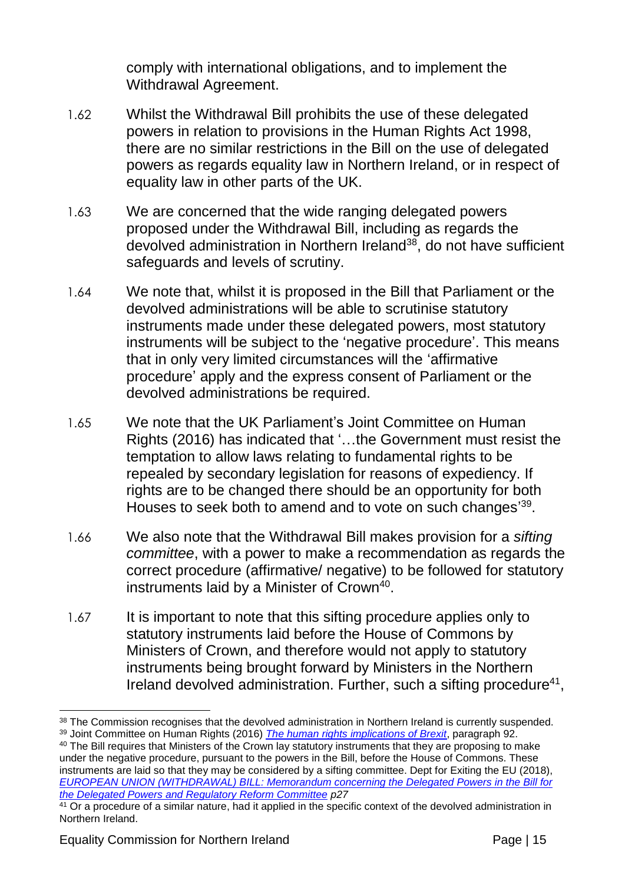comply with international obligations, and to implement the Withdrawal Agreement.

1.62 Whilst the Withdrawal Bill prohibits the use of these delegated powers in relation to provisions in the Human Rights Act 1998, there are no similar restrictions in the Bill on the use of delegated powers as regards equality law in Northern Ireland, or in respect of equality law in other parts of the UK.

1.63 We are concerned that the wide ranging delegated powers proposed under the Withdrawal Bill, including as regards the devolved administration in Northern Ireland[38], do not have sufficient safeguards and levels of scrutiny.

1.64 We note that, whilst it is proposed in the Bill that Parliament or the devolved administrations will be able to scrutinise statutory instruments made under these delegated powers, most statutory instruments will be subject to the 'negative procedure'. This means that in only very limited circumstances will the 'affirmative procedure' apply and the express consent of Parliament or the devolved administrations be required.

1.65 We note that the UK Parliament's Joint Committee on Human Rights (2016) has indicated that '…the Government must resist the temptation to allow laws relating to fundamental rights to be repealed by secondary legislation for reasons of expediency. If rights are to be changed there should be an opportunity for both Houses to seek both to amend and to vote on such changes'[39].

1.66 We also note that the Withdrawal Bill makes provision for a *sifting committee*, with a power to make a recommendation as regards the correct procedure (affirmative/ negative) to be followed for statutory instruments laid by a Minister of Crown[40].

1.67 It is important to note that this sifting procedure applies only to statutory instruments laid before the House of Commons by Ministers of Crown, and therefore would not apply to statutory instruments being brought forward by Ministers in the Northern Ireland devolved administration. Further, such a sifting procedure[41],

---

[38] The Commission recognises that the devolved administration in Northern Ireland is currently suspended.

[39] Joint Committee on Human Rights (2016) *The human rights implications of Brexit*, paragraph 92.

[40] The Bill requires that Ministers of the Crown lay statutory instruments that they are proposing to make under the negative procedure, pursuant to the powers in the Bill, before the House of Commons. These instruments are laid so that they may be considered by a sifting committee. Dept for Exiting the EU (2018), *EUROPEAN UNION (WITHDRAWAL) BILL: Memorandum concerning the Delegated Powers in the Bill for the Delegated Powers and Regulatory Reform Committee p27*

[41] Or a procedure of a similar nature, had it applied in the specific context of the devolved administration in Northern Ireland.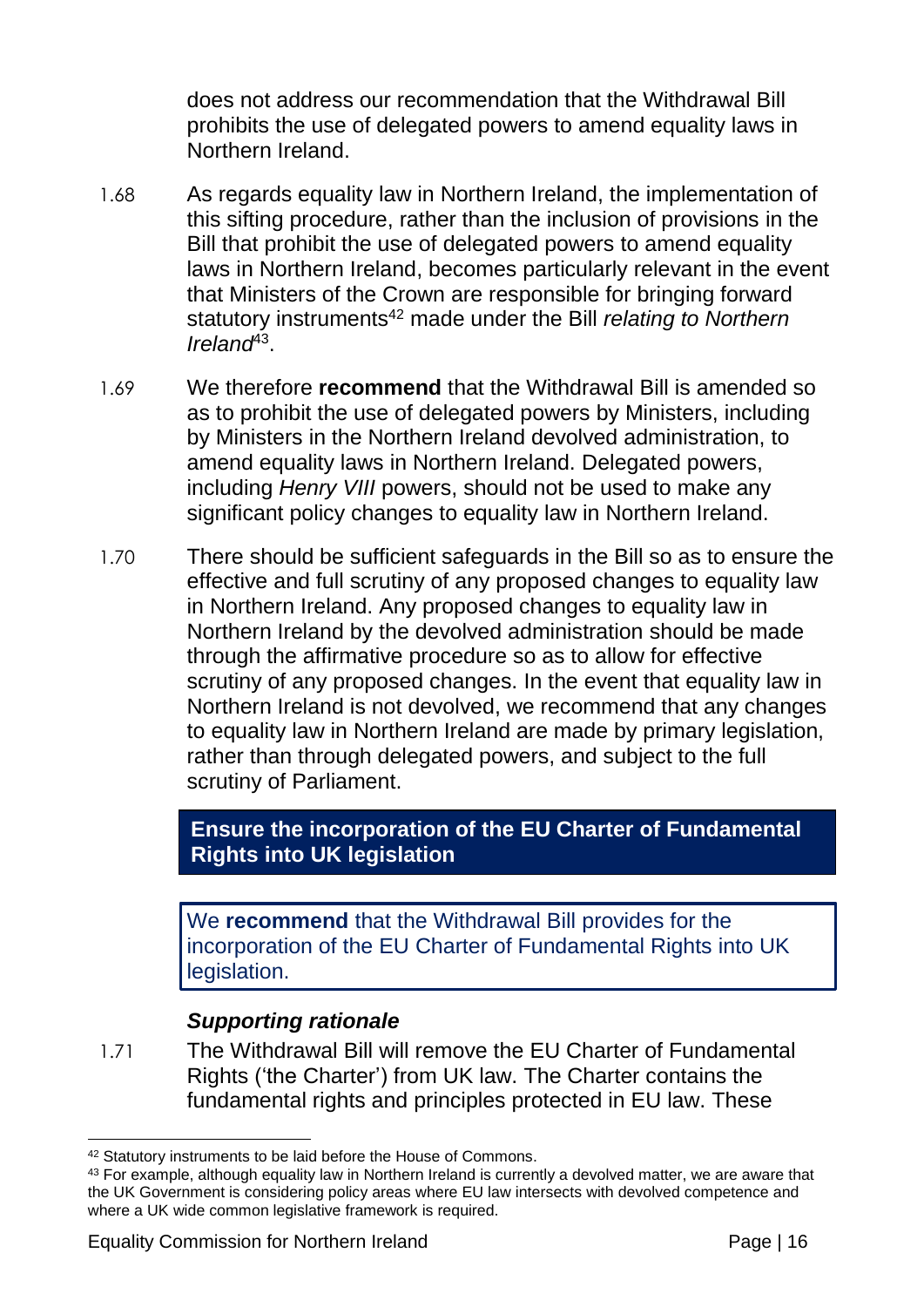does not address our recommendation that the Withdrawal Bill prohibits the use of delegated powers to amend equality laws in Northern Ireland.

1.68 As regards equality law in Northern Ireland, the implementation of this sifting procedure, rather than the inclusion of provisions in the Bill that prohibit the use of delegated powers to amend equality laws in Northern Ireland, becomes particularly relevant in the event that Ministers of the Crown are responsible for bringing forward statutory instruments[42] made under the Bill *relating to Northern Ireland*[43].

1.69 We therefore **recommend** that the Withdrawal Bill is amended so as to prohibit the use of delegated powers by Ministers, including by Ministers in the Northern Ireland devolved administration, to amend equality laws in Northern Ireland. Delegated powers, including *Henry VIII* powers, should not be used to make any significant policy changes to equality law in Northern Ireland.

1.70 There should be sufficient safeguards in the Bill so as to ensure the effective and full scrutiny of any proposed changes to equality law in Northern Ireland. Any proposed changes to equality law in Northern Ireland by the devolved administration should be made through the affirmative procedure so as to allow for effective scrutiny of any proposed changes. In the event that equality law in Northern Ireland is not devolved, we recommend that any changes to equality law in Northern Ireland are made by primary legislation, rather than through delegated powers, and subject to the full scrutiny of Parliament.

### Ensure the incorporation of the EU Charter of Fundamental Rights into UK legislation

> We **recommend** that the Withdrawal Bill provides for the incorporation of the EU Charter of Fundamental Rights into UK legislation.

#### *Supporting rationale*

1.71 The Withdrawal Bill will remove the EU Charter of Fundamental Rights ('the Charter') from UK law. The Charter contains the fundamental rights and principles protected in EU law. These

---

[42] Statutory instruments to be laid before the House of Commons.

[43] For example, although equality law in Northern Ireland is currently a devolved matter, we are aware that the UK Government is considering policy areas where EU law intersects with devolved competence and where a UK wide common legislative framework is required.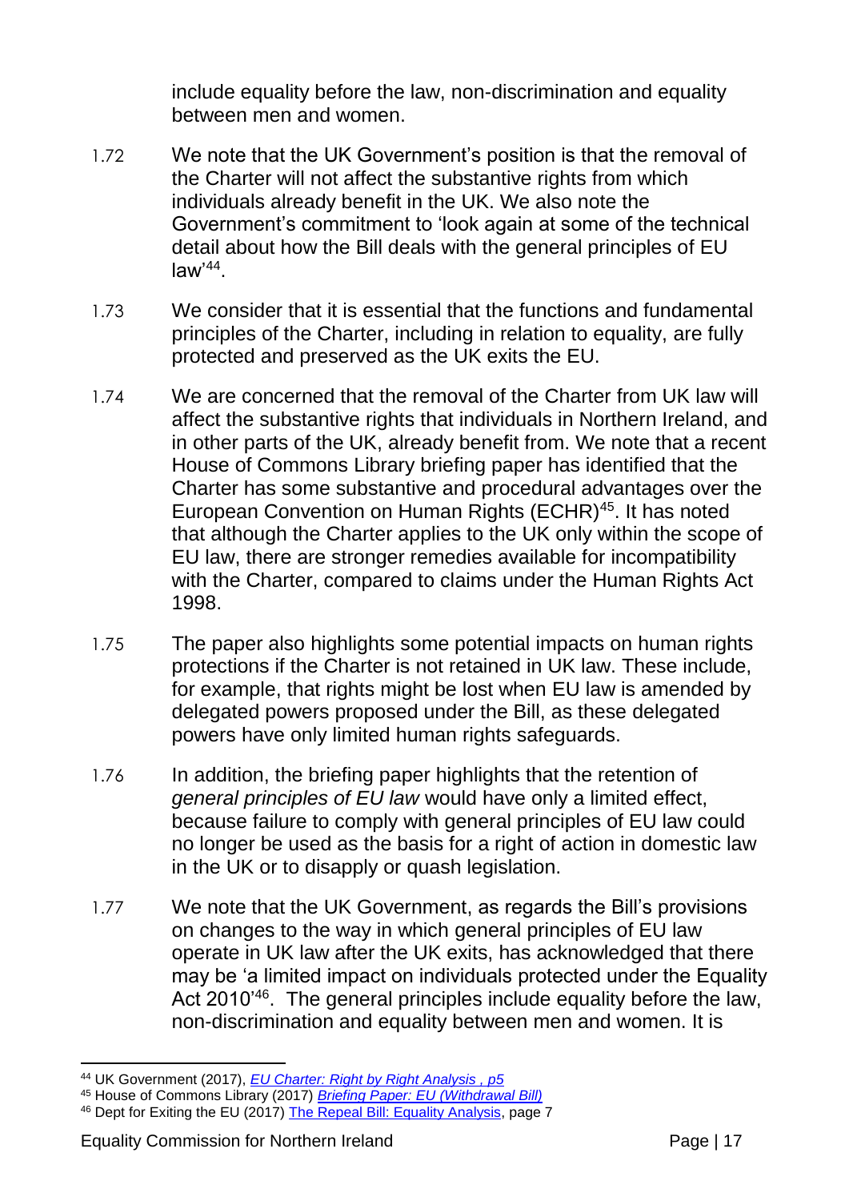include equality before the law, non-discrimination and equality between men and women.

1.72 We note that the UK Government's position is that the removal of the Charter will not affect the substantive rights from which individuals already benefit in the UK. We also note the Government's commitment to 'look again at some of the technical detail about how the Bill deals with the general principles of EU law'[44].

1.73 We consider that it is essential that the functions and fundamental principles of the Charter, including in relation to equality, are fully protected and preserved as the UK exits the EU.

1.74 We are concerned that the removal of the Charter from UK law will affect the substantive rights that individuals in Northern Ireland, and in other parts of the UK, already benefit from. We note that a recent House of Commons Library briefing paper has identified that the Charter has some substantive and procedural advantages over the European Convention on Human Rights (ECHR)[45]. It has noted that although the Charter applies to the UK only within the scope of EU law, there are stronger remedies available for incompatibility with the Charter, compared to claims under the Human Rights Act 1998.

1.75 The paper also highlights some potential impacts on human rights protections if the Charter is not retained in UK law. These include, for example, that rights might be lost when EU law is amended by delegated powers proposed under the Bill, as these delegated powers have only limited human rights safeguards.

1.76 In addition, the briefing paper highlights that the retention of *general principles of EU law* would have only a limited effect, because failure to comply with general principles of EU law could no longer be used as the basis for a right of action in domestic law in the UK or to disapply or quash legislation.

1.77 We note that the UK Government, as regards the Bill's provisions on changes to the way in which general principles of EU law operate in UK law after the UK exits, has acknowledged that there may be 'a limited impact on individuals protected under the Equality Act 2010'[46]. The general principles include equality before the law, non-discrimination and equality between men and women. It is

---

[44] UK Government (2017), *EU Charter: Right by Right Analysis , p5*

[45] House of Commons Library (2017) *Briefing Paper: EU (Withdrawal Bill)*

[46] Dept for Exiting the EU (2017) The Repeal Bill: Equality Analysis, page 7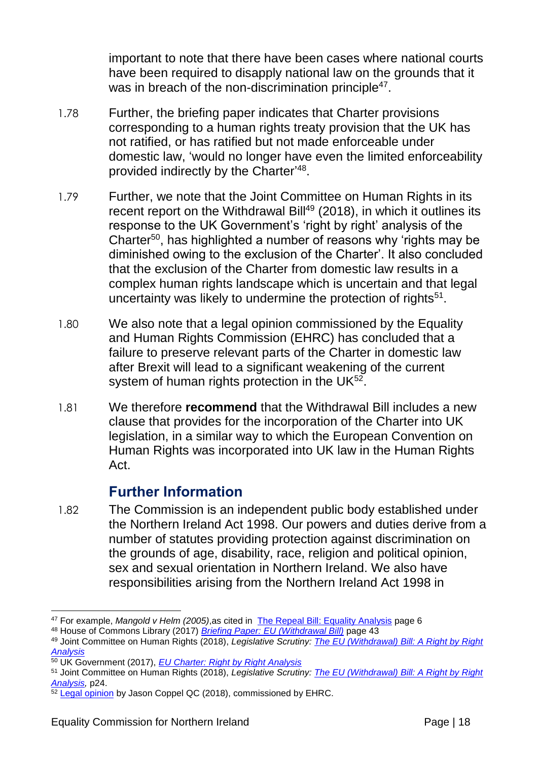important to note that there have been cases where national courts have been required to disapply national law on the grounds that it was in breach of the non-discrimination principle[47].

1.78 Further, the briefing paper indicates that Charter provisions corresponding to a human rights treaty provision that the UK has not ratified, or has ratified but not made enforceable under domestic law, 'would no longer have even the limited enforceability provided indirectly by the Charter'[48].

1.79 Further, we note that the Joint Committee on Human Rights in its recent report on the Withdrawal Bill[49] (2018), in which it outlines its response to the UK Government's 'right by right' analysis of the Charter[50], has highlighted a number of reasons why 'rights may be diminished owing to the exclusion of the Charter'. It also concluded that the exclusion of the Charter from domestic law results in a complex human rights landscape which is uncertain and that legal uncertainty was likely to undermine the protection of rights[51].

1.80 We also note that a legal opinion commissioned by the Equality and Human Rights Commission (EHRC) has concluded that a failure to preserve relevant parts of the Charter in domestic law after Brexit will lead to a significant weakening of the current system of human rights protection in the UK[52].

1.81 We therefore **recommend** that the Withdrawal Bill includes a new clause that provides for the incorporation of the Charter into UK legislation, in a similar way to which the European Convention on Human Rights was incorporated into UK law in the Human Rights Act.

## Further Information

1.82 The Commission is an independent public body established under the Northern Ireland Act 1998. Our powers and duties derive from a number of statutes providing protection against discrimination on the grounds of age, disability, race, religion and political opinion, sex and sexual orientation in Northern Ireland. We also have responsibilities arising from the Northern Ireland Act 1998 in

---

[47] For example, *Mangold v Helm (2005)*,as cited in The Repeal Bill: Equality Analysis page 6

[48] House of Commons Library (2017) *Briefing Paper: EU (Withdrawal Bill)* page 43

[49] Joint Committee on Human Rights (2018), *Legislative Scrutiny: The EU (Withdrawal) Bill: A Right by Right Analysis*

[50] UK Government (2017), *EU Charter: Right by Right Analysis*

[51] Joint Committee on Human Rights (2018), *Legislative Scrutiny: The EU (Withdrawal) Bill: A Right by Right Analysis,* p24.

[52] Legal opinion by Jason Coppel QC (2018), commissioned by EHRC.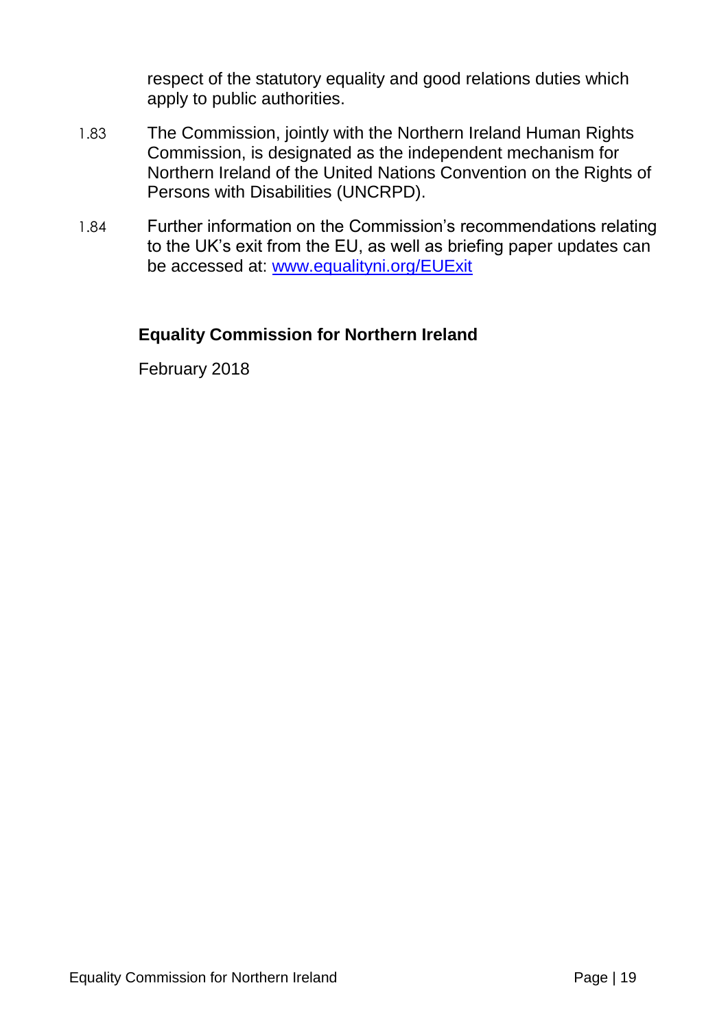respect of the statutory equality and good relations duties which apply to public authorities.

1.83 The Commission, jointly with the Northern Ireland Human Rights Commission, is designated as the independent mechanism for Northern Ireland of the United Nations Convention on the Rights of Persons with Disabilities (UNCRPD).

1.84 Further information on the Commission's recommendations relating to the UK's exit from the EU, as well as briefing paper updates can be accessed at: [www.equalityni.org/EUExit](http://www.equalityni.org/EUExit)

**Equality Commission for Northern Ireland**

February 2018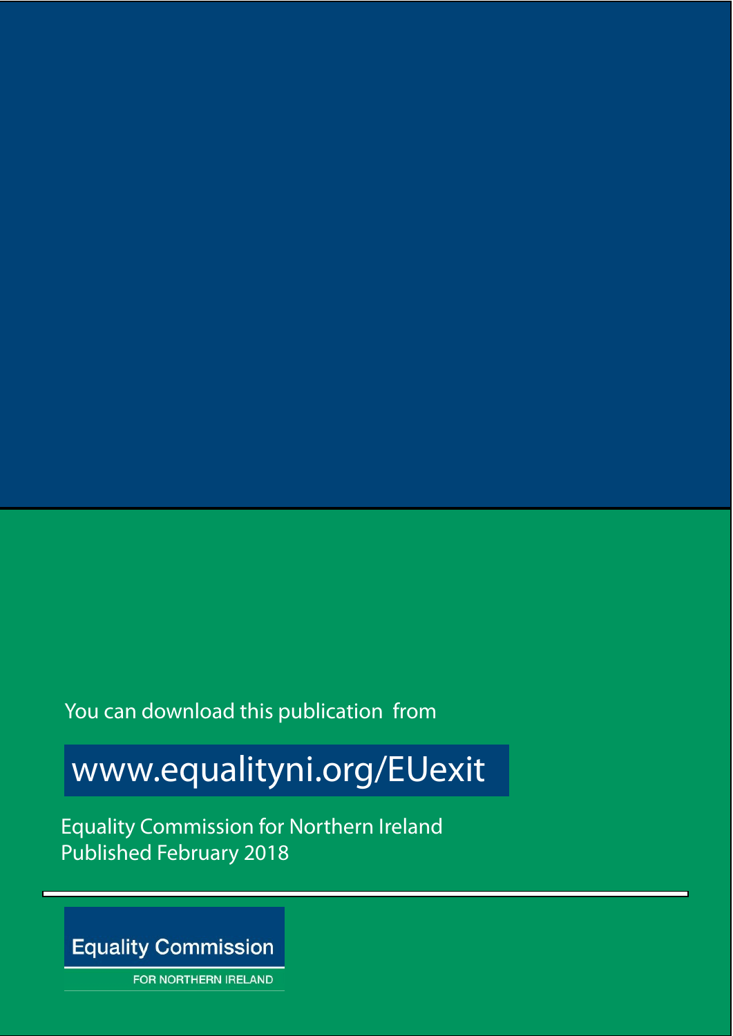You can download this publication from

www.equalityni.org/EUexit

Equality Commission for Northern Ireland
Published February 2018

Equality Commission

FOR NORTHERN IRELAND